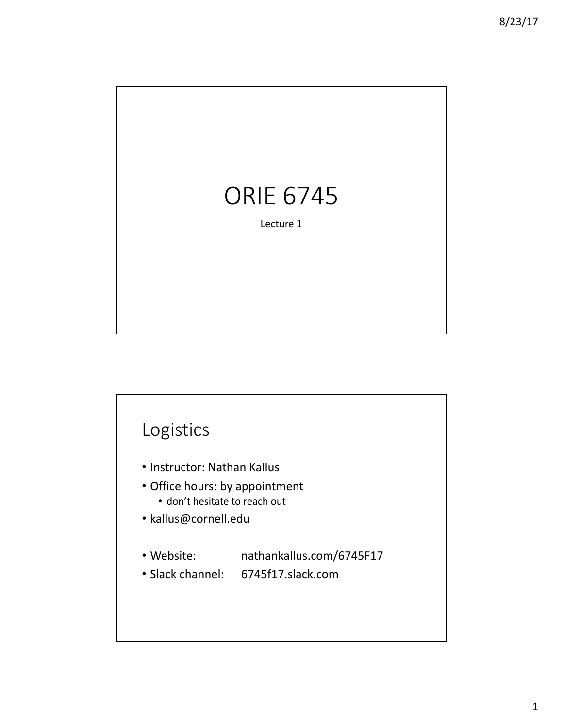# ORIE 6745

Lecture 1

## Logistics

- Instructor: Nathan Kallus
- Office hours: by appointment
  - don't hesitate to reach out
- kallus@cornell.edu

- Website: nathankallus.com/6745F17
- Slack channel: 6745f17.slack.com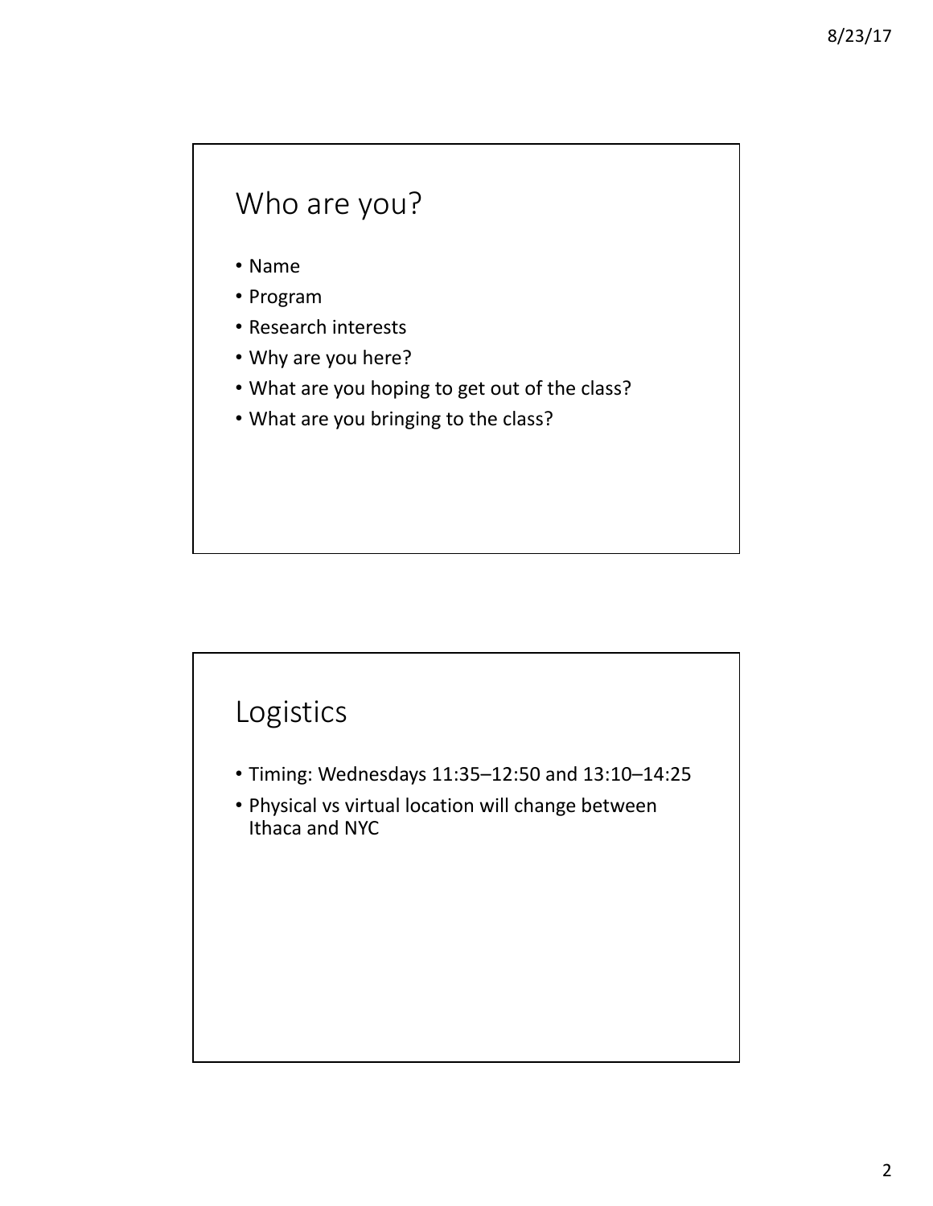## Who are you?

- Name
- Program
- Research interests
- Why are you here?
- What are you hoping to get out of the class?
- What are you bringing to the class?

## Logistics

- Timing: Wednesdays 11:35–12:50 and 13:10–14:25
- Physical vs virtual location will change between Ithaca and NYC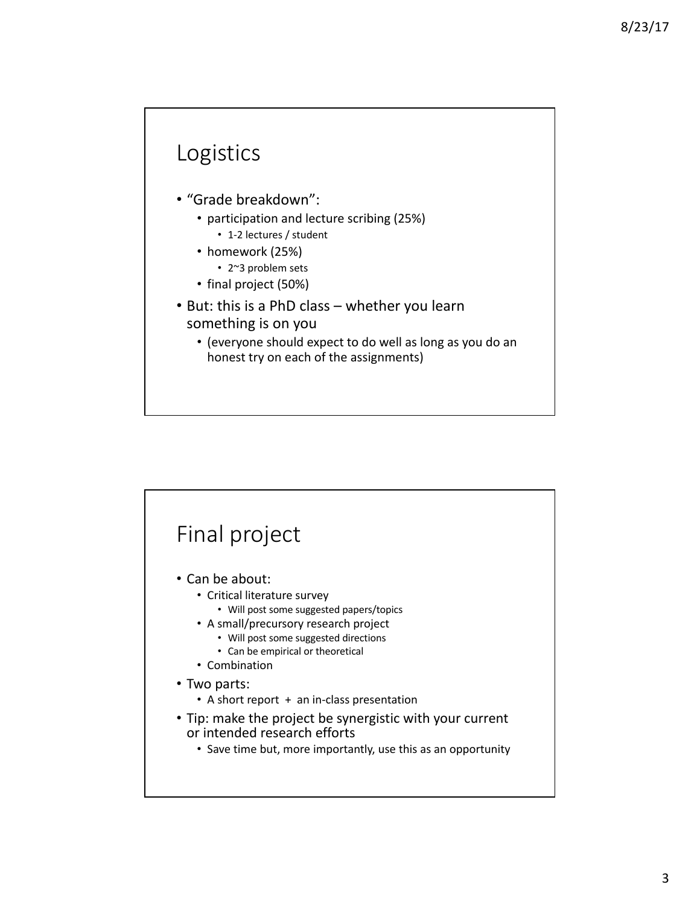# Logistics

- "Grade breakdown":
  - participation and lecture scribing (25%)
    - 1-2 lectures / student
  - homework (25%)
    - 2~3 problem sets
  - final project (50%)
- But: this is a PhD class – whether you learn something is on you
  - (everyone should expect to do well as long as you do an honest try on each of the assignments)

# Final project

- Can be about:
  - Critical literature survey
    - Will post some suggested papers/topics
  - A small/precursory research project
    - Will post some suggested directions
    - Can be empirical or theoretical
  - Combination
- Two parts:
  - A short report + an in-class presentation
- Tip: make the project be synergistic with your current or intended research efforts
  - Save time but, more importantly, use this as an opportunity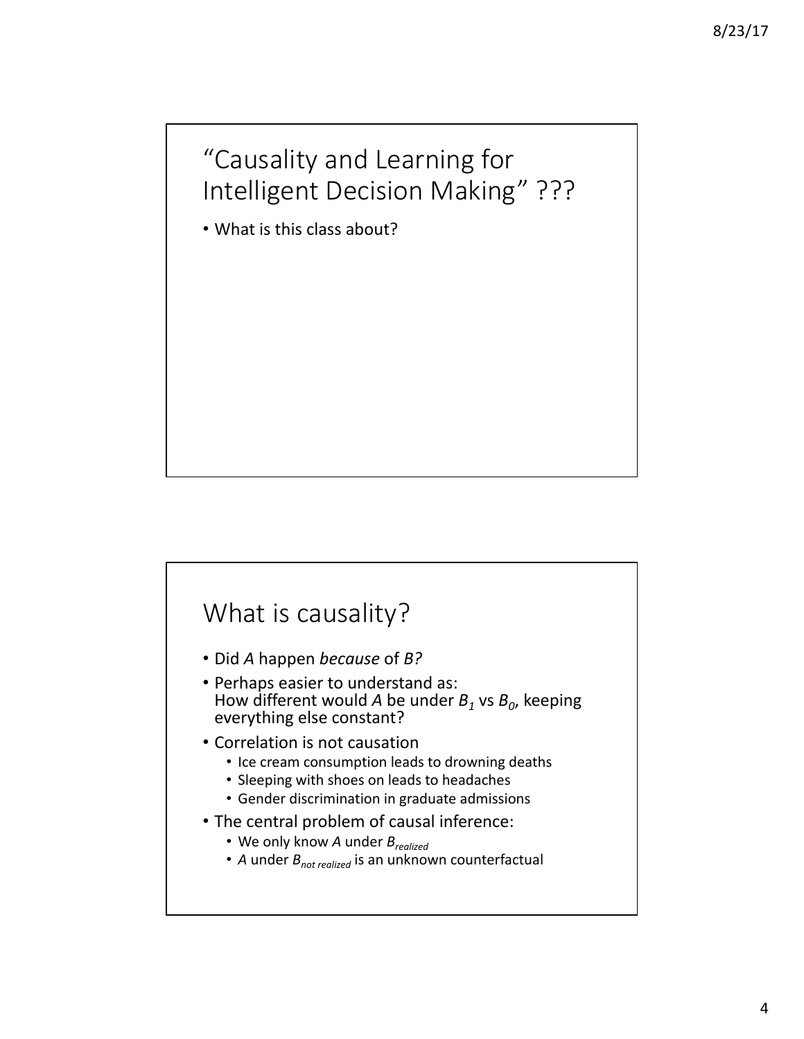## "Causality and Learning for Intelligent Decision Making" ???

- What is this class about?

## What is causality?

- Did *A* happen *because* of *B?*
- Perhaps easier to understand as:
  How different would *A* be under $B_1$ vs $B_0$, keeping everything else constant?
- Correlation is not causation
  - Ice cream consumption leads to drowning deaths
  - Sleeping with shoes on leads to headaches
  - Gender discrimination in graduate admissions
- The central problem of causal inference:
  - We only know *A* under $B_{realized}$
  - *A* under $B_{not\ realized}$ is an unknown counterfactual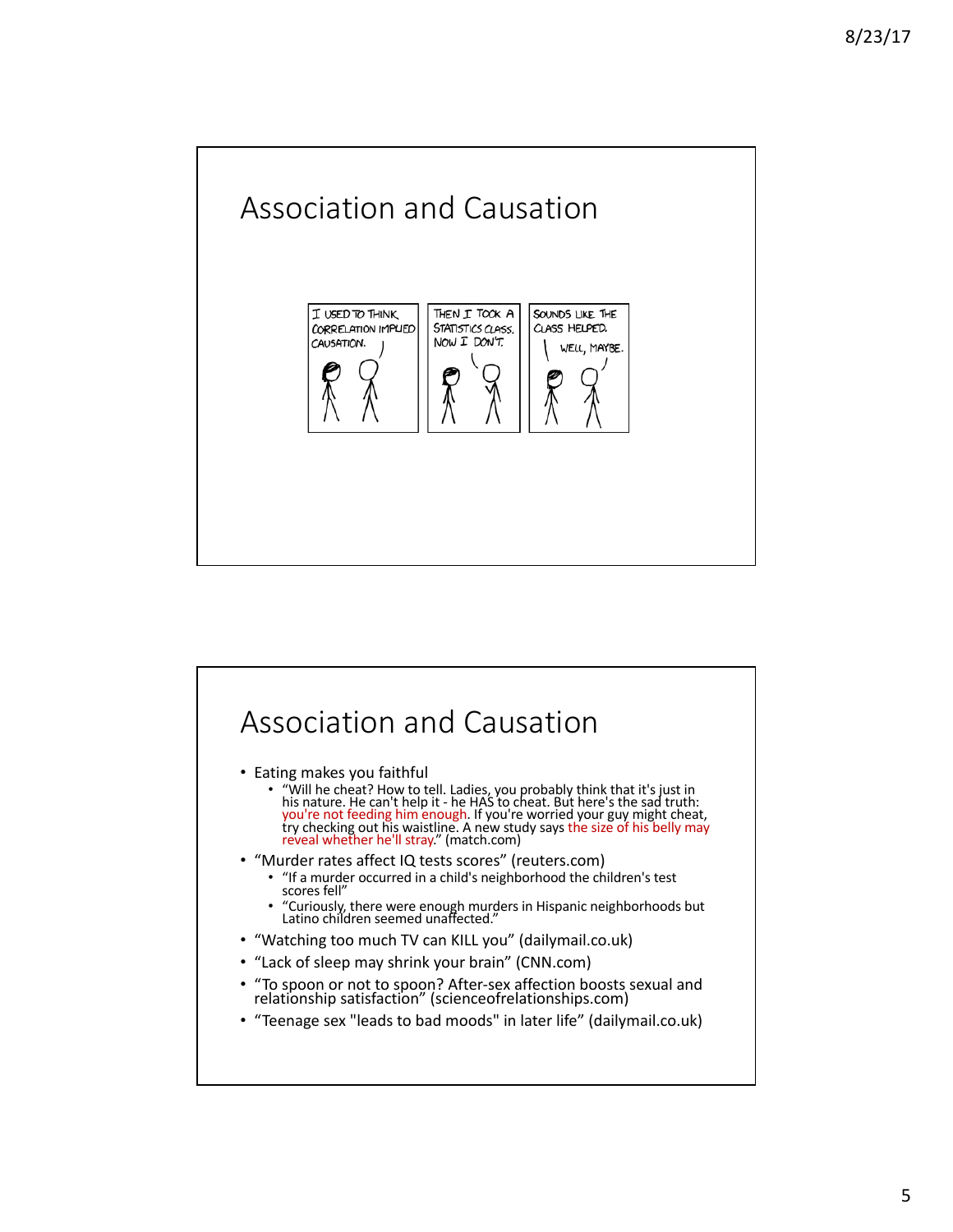## Association and Causation

## Association and Causation

- Eating makes you faithful
  - "Will he cheat? How to tell. Ladies, you probably think that it's just in his nature. He can't help it - he HAS to cheat. But here's the sad truth: you're not feeding him enough. If you're worried your guy might cheat, try checking out his waistline. A new study says the size of his belly may reveal whether he'll stray." (match.com)
- "Murder rates affect IQ tests scores" (reuters.com)
  - "If a murder occurred in a child's neighborhood the children's test scores fell"
  - "Curiously, there were enough murders in Hispanic neighborhoods but Latino children seemed unaffected."
- "Watching too much TV can KILL you" (dailymail.co.uk)
- "Lack of sleep may shrink your brain" (CNN.com)
- "To spoon or not to spoon? After-sex affection boosts sexual and relationship satisfaction" (scienceofrelationships.com)
- "Teenage sex "leads to bad moods" in later life" (dailymail.co.uk)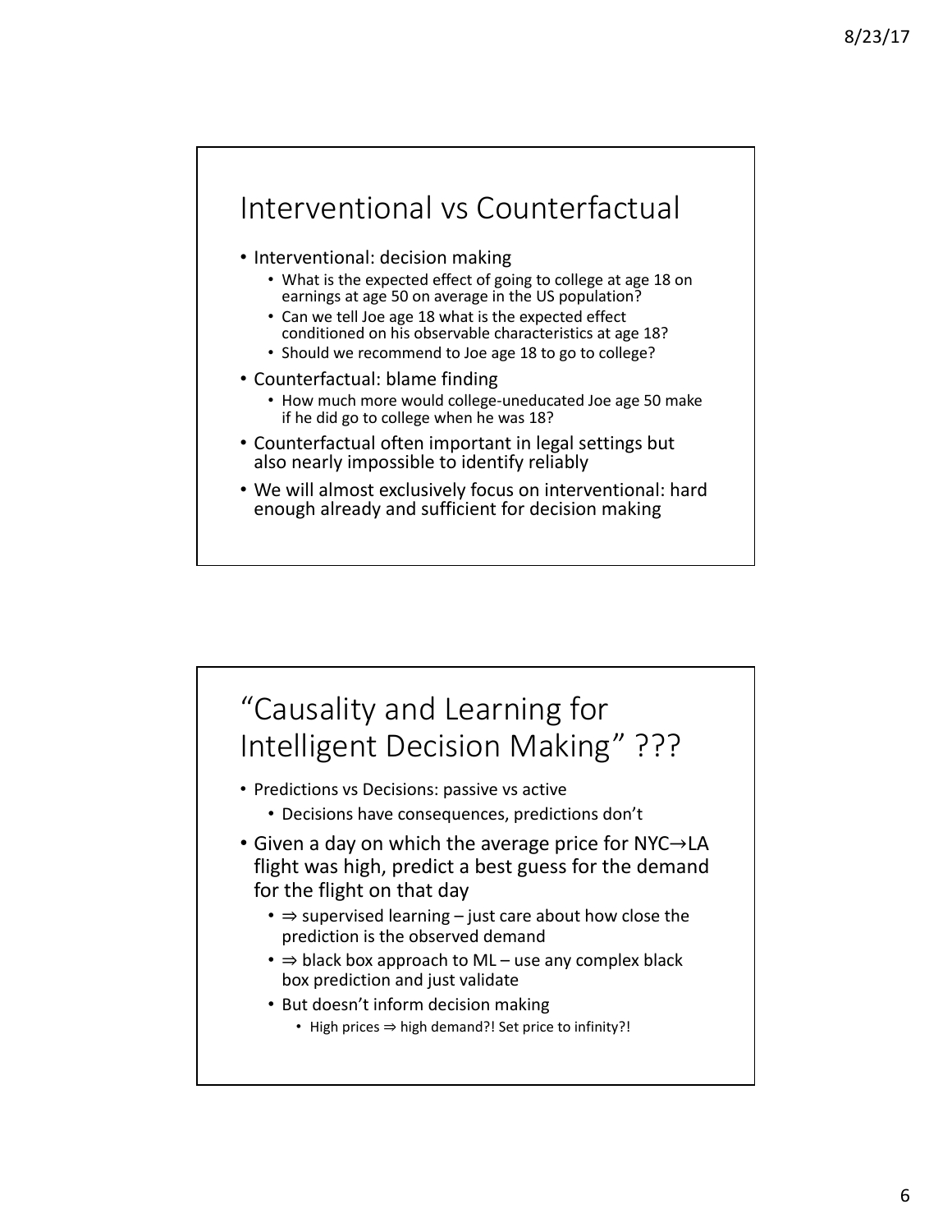# Interventional vs Counterfactual

- Interventional: decision making
  - What is the expected effect of going to college at age 18 on earnings at age 50 on average in the US population?
  - Can we tell Joe age 18 what is the expected effect conditioned on his observable characteristics at age 18?
  - Should we recommend to Joe age 18 to go to college?
- Counterfactual: blame finding
  - How much more would college-uneducated Joe age 50 make if he did go to college when he was 18?
- Counterfactual often important in legal settings but also nearly impossible to identify reliably
- We will almost exclusively focus on interventional: hard enough already and sufficient for decision making

# "Causality and Learning for Intelligent Decision Making" ???

- Predictions vs Decisions: passive vs active
  - Decisions have consequences, predictions don't
- Given a day on which the average price for NYC→LA flight was high, predict a best guess for the demand for the flight on that day
  - ⇒ supervised learning – just care about how close the prediction is the observed demand
  - ⇒ black box approach to ML – use any complex black box prediction and just validate
  - But doesn't inform decision making
    - High prices ⇒ high demand?! Set price to infinity?!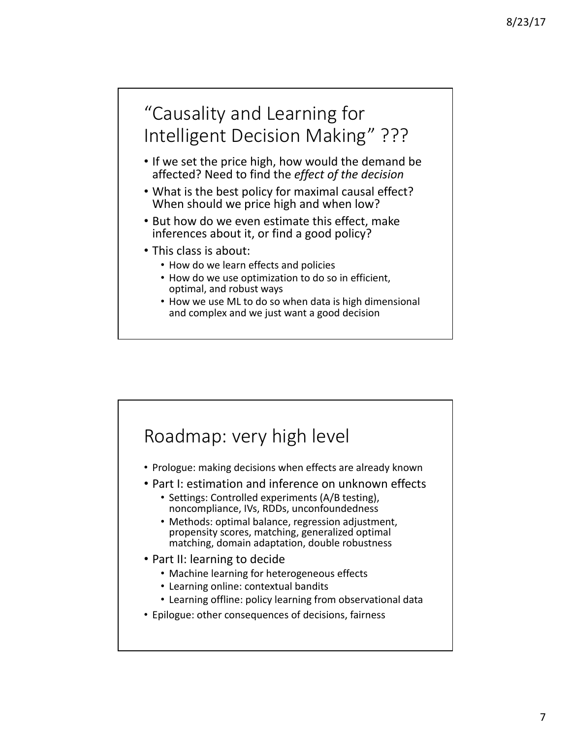## “Causality and Learning for Intelligent Decision Making” ???

- If we set the price high, how would the demand be affected? Need to find the *effect of the decision*
- What is the best policy for maximal causal effect? When should we price high and when low?
- But how do we even estimate this effect, make inferences about it, or find a good policy?
- This class is about:
  - How do we learn effects and policies
  - How do we use optimization to do so in efficient, optimal, and robust ways
  - How we use ML to do so when data is high dimensional and complex and we just want a good decision

## Roadmap: very high level

- Prologue: making decisions when effects are already known
- Part I: estimation and inference on unknown effects
  - Settings: Controlled experiments (A/B testing), noncompliance, IVs, RDDs, unconfoundedness
  - Methods: optimal balance, regression adjustment, propensity scores, matching, generalized optimal matching, domain adaptation, double robustness
- Part II: learning to decide
  - Machine learning for heterogeneous effects
  - Learning online: contextual bandits
  - Learning offline: policy learning from observational data
- Epilogue: other consequences of decisions, fairness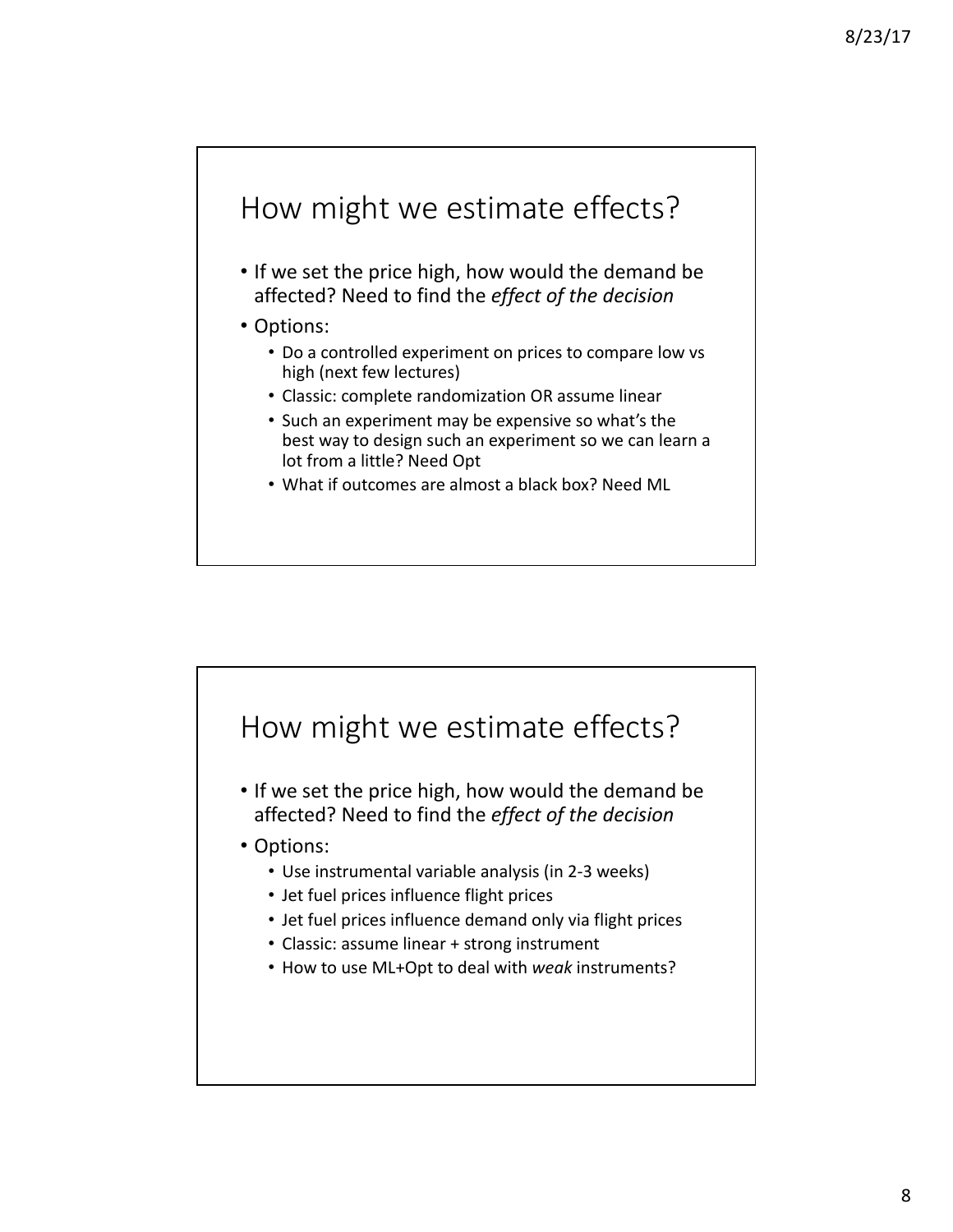## How might we estimate effects?

- If we set the price high, how would the demand be affected? Need to find the *effect of the decision*
- Options:
  - Do a controlled experiment on prices to compare low vs high (next few lectures)
  - Classic: complete randomization OR assume linear
  - Such an experiment may be expensive so what's the best way to design such an experiment so we can learn a lot from a little? Need Opt
  - What if outcomes are almost a black box? Need ML

## How might we estimate effects?

- If we set the price high, how would the demand be affected? Need to find the *effect of the decision*
- Options:
  - Use instrumental variable analysis (in 2-3 weeks)
  - Jet fuel prices influence flight prices
  - Jet fuel prices influence demand only via flight prices
  - Classic: assume linear + strong instrument
  - How to use ML+Opt to deal with *weak* instruments?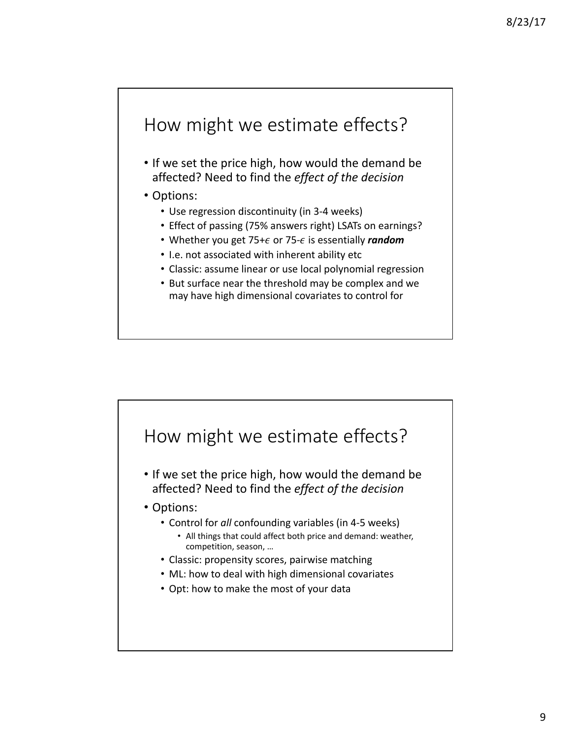# How might we estimate effects?

- If we set the price high, how would the demand be affected? Need to find the *effect of the decision*
- Options:
  - Use regression discontinuity (in 3-4 weeks)
  - Effect of passing (75% answers right) LSATs on earnings?
  - Whether you get $75+\epsilon$ or $75-\epsilon$ is essentially ***random***
  - I.e. not associated with inherent ability etc
  - Classic: assume linear or use local polynomial regression
  - But surface near the threshold may be complex and we may have high dimensional covariates to control for

# How might we estimate effects?

- If we set the price high, how would the demand be affected? Need to find the *effect of the decision*
- Options:
  - Control for *all* confounding variables (in 4-5 weeks)
    - All things that could affect both price and demand: weather, competition, season, …
  - Classic: propensity scores, pairwise matching
  - ML: how to deal with high dimensional covariates
  - Opt: how to make the most of your data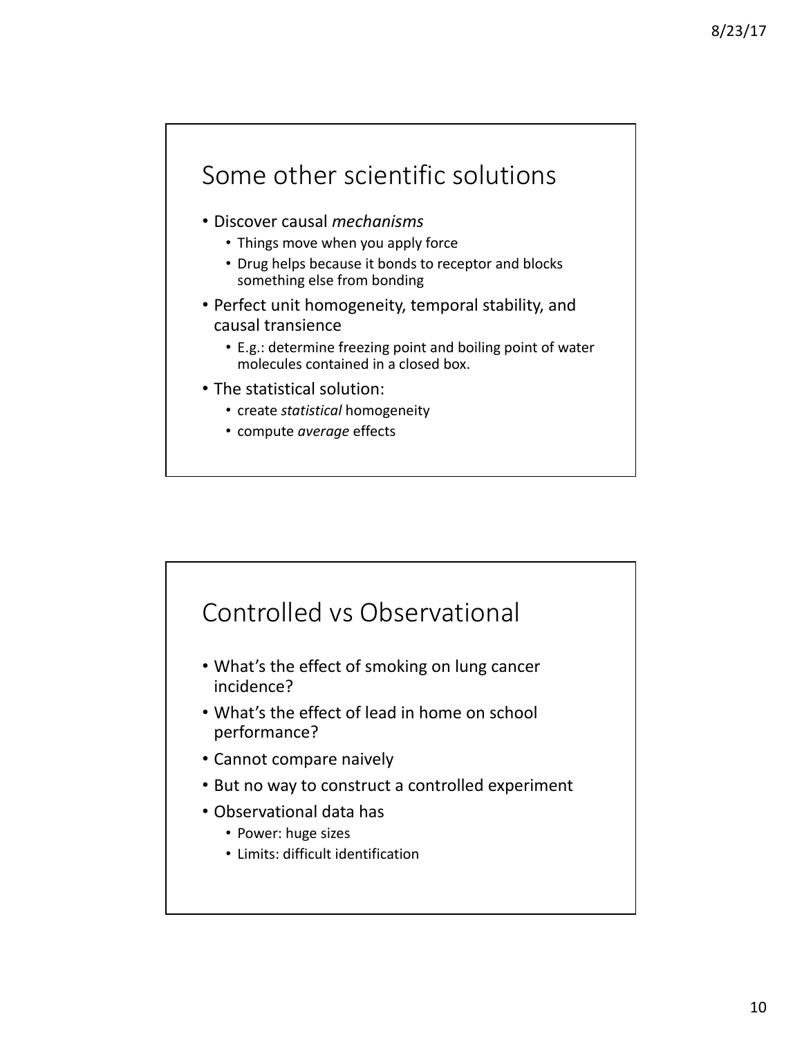## Some other scientific solutions

- Discover causal *mechanisms*
  - Things move when you apply force
  - Drug helps because it bonds to receptor and blocks something else from bonding
- Perfect unit homogeneity, temporal stability, and causal transience
  - E.g.: determine freezing point and boiling point of water molecules contained in a closed box.
- The statistical solution:
  - create *statistical* homogeneity
  - compute *average* effects

## Controlled vs Observational

- What's the effect of smoking on lung cancer incidence?
- What's the effect of lead in home on school performance?
- Cannot compare naively
- But no way to construct a controlled experiment
- Observational data has
  - Power: huge sizes
  - Limits: difficult identification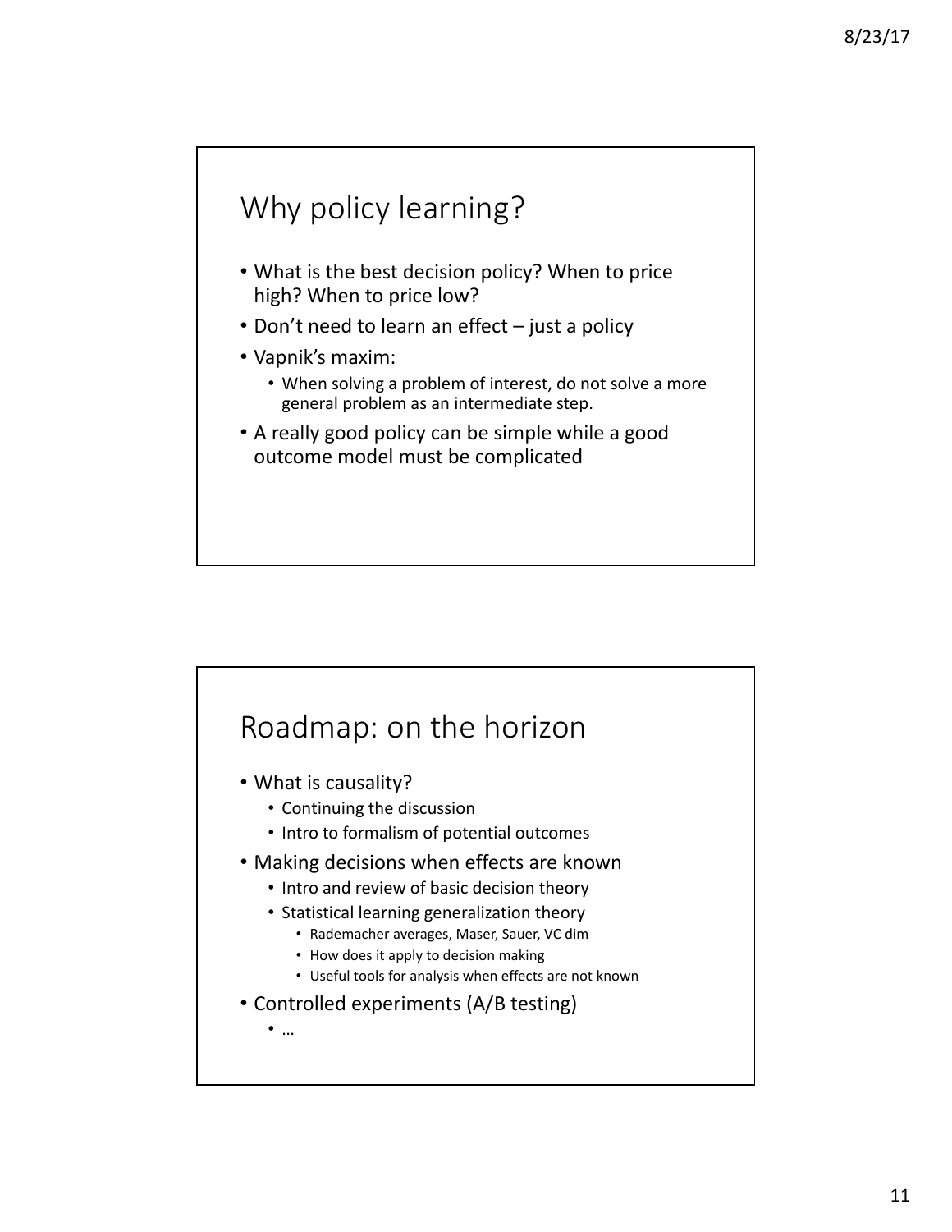## Why policy learning?

- What is the best decision policy? When to price high? When to price low?
- Don't need to learn an effect – just a policy
- Vapnik's maxim:
  - When solving a problem of interest, do not solve a more general problem as an intermediate step.
- A really good policy can be simple while a good outcome model must be complicated

## Roadmap: on the horizon

- What is causality?
  - Continuing the discussion
  - Intro to formalism of potential outcomes
- Making decisions when effects are known
  - Intro and review of basic decision theory
  - Statistical learning generalization theory
    - Rademacher averages, Maser, Sauer, VC dim
    - How does it apply to decision making
    - Useful tools for analysis when effects are not known
- Controlled experiments (A/B testing)
  - …